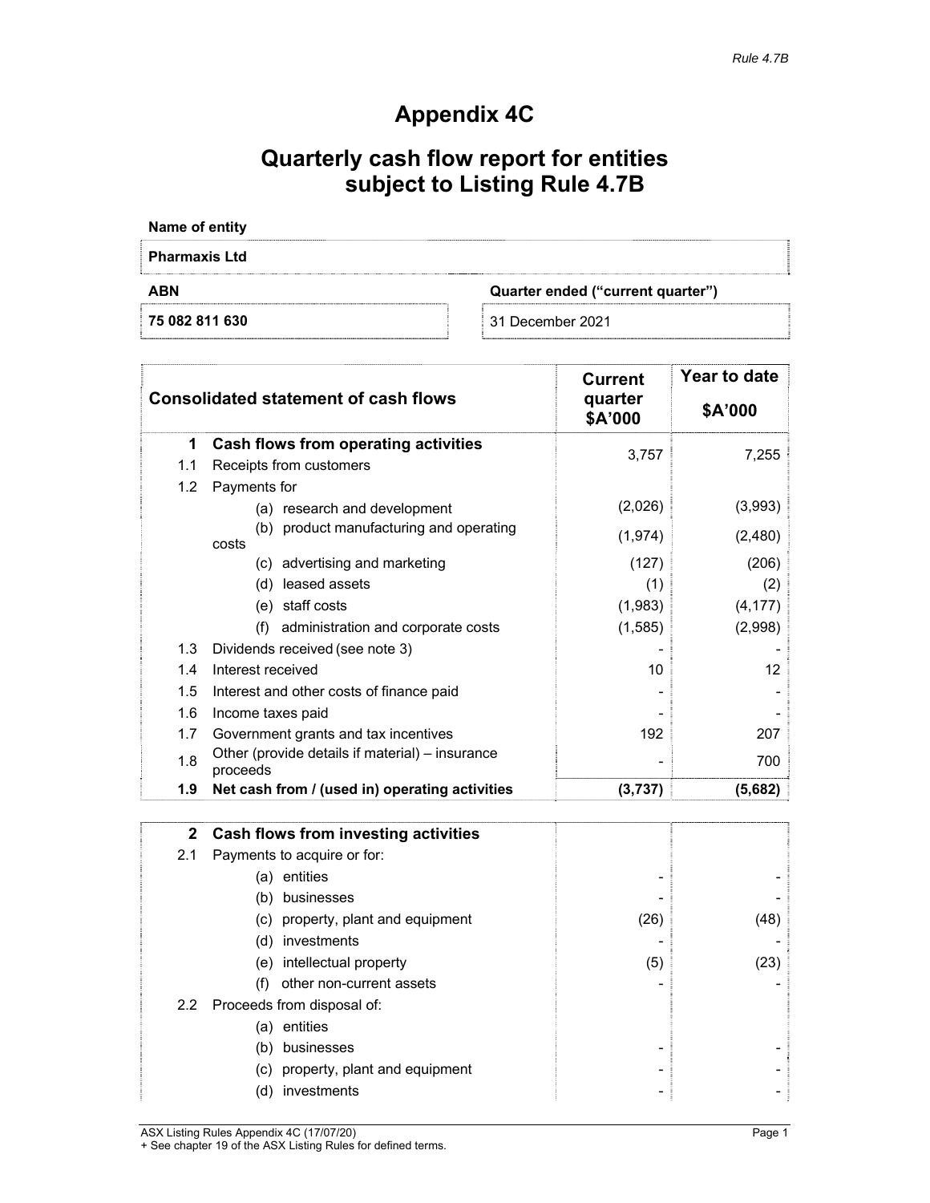# Appendix 4C

# Quarterly cash flow report for entities subject to Listing Rule 4.7B

**Name of entity**

**Pharmaxis Ltd**

| ABN | Quarter ended ("current quarter") |
|---|---|
| **75 082 811 630** | 31 December 2021 |

| | Consolidated statement of cash flows | Current quarter $A'000 | Year to date $A'000 |
|---|---|---|---|
| **1** | **Cash flows from operating activities** | | |
| 1.1 | Receipts from customers | 3,757 | 7,255 |
| 1.2 | Payments for | | |
| | (a) research and development | (2,026) | (3,993) |
| | (b) product manufacturing and operating costs | (1,974) | (2,480) |
| | (c) advertising and marketing | (127) | (206) |
| | (d) leased assets | (1) | (2) |
| | (e) staff costs | (1,983) | (4,177) |
| | (f) administration and corporate costs | (1,585) | (2,998) |
| 1.3 | Dividends received (see note 3) | - | - |
| 1.4 | Interest received | 10 | 12 |
| 1.5 | Interest and other costs of finance paid | - | - |
| 1.6 | Income taxes paid | - | - |
| 1.7 | Government grants and tax incentives | 192 | 207 |
| 1.8 | Other (provide details if material) – insurance proceeds | - | 700 |
| **1.9** | **Net cash from / (used in) operating activities** | **(3,737)** | **(5,682)** |

| | | | |
|---|---|---|---|
| **2** | **Cash flows from investing activities** | | |
| 2.1 | Payments to acquire or for: | | |
| | (a) entities | - | - |
| | (b) businesses | - | - |
| | (c) property, plant and equipment | (26) | (48) |
| | (d) investments | - | - |
| | (e) intellectual property | (5) | (23) |
| | (f) other non-current assets | - | - |
| 2.2 | Proceeds from disposal of: | | |
| | (a) entities | | |
| | (b) businesses | - | - |
| | (c) property, plant and equipment | - | - |
| | (d) investments | - | - |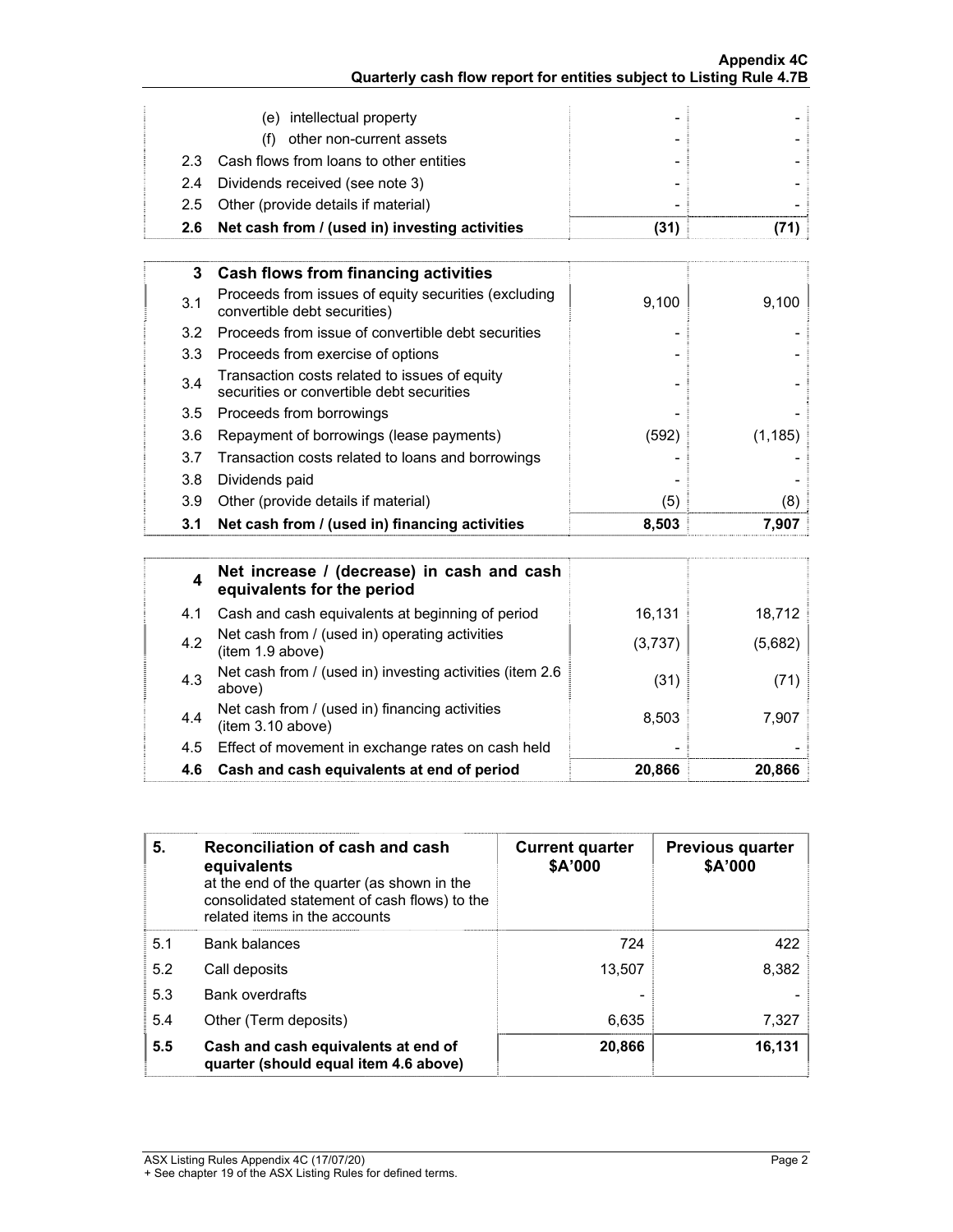| | | | |
|---|---|---|---|
| | (e) intellectual property | - | - |
| | (f) other non-current assets | - | - |
| 2.3 | Cash flows from loans to other entities | - | - |
| 2.4 | Dividends received (see note 3) | - | - |
| 2.5 | Other (provide details if material) | - | - |
| **2.6** | **Net cash from / (used in) investing activities** | **(31)** | **(71)** |

| | | | |
|---|---|---|---|
| **3** | **Cash flows from financing activities** | | |
| 3.1 | Proceeds from issues of equity securities (excluding convertible debt securities) | 9,100 | 9,100 |
| 3.2 | Proceeds from issue of convertible debt securities | - | - |
| 3.3 | Proceeds from exercise of options | - | - |
| 3.4 | Transaction costs related to issues of equity securities or convertible debt securities | - | - |
| 3.5 | Proceeds from borrowings | - | - |
| 3.6 | Repayment of borrowings (lease payments) | (592) | (1,185) |
| 3.7 | Transaction costs related to loans and borrowings | - | - |
| 3.8 | Dividends paid | - | - |
| 3.9 | Other (provide details if material) | (5) | (8) |
| **3.1** | **Net cash from / (used in) financing activities** | **8,503** | **7,907** |

| | | | |
|---|---|---|---|
| **4** | **Net increase / (decrease) in cash and cash equivalents for the period** | | |
| 4.1 | Cash and cash equivalents at beginning of period | 16,131 | 18,712 |
| 4.2 | Net cash from / (used in) operating activities (item 1.9 above) | (3,737) | (5,682) |
| 4.3 | Net cash from / (used in) investing activities (item 2.6 above) | (31) | (71) |
| 4.4 | Net cash from / (used in) financing activities (item 3.10 above) | 8,503 | 7,907 |
| 4.5 | Effect of movement in exchange rates on cash held | - | - |
| **4.6** | **Cash and cash equivalents at end of period** | **20,866** | **20,866** |

| **5.** | **Reconciliation of cash and cash equivalents** at the end of the quarter (as shown in the consolidated statement of cash flows) to the related items in the accounts | **Current quarter \$A'000** | **Previous quarter \$A'000** |
|---|---|---|---|
| 5.1 | Bank balances | 724 | 422 |
| 5.2 | Call deposits | 13,507 | 8,382 |
| 5.3 | Bank overdrafts | - | - |
| 5.4 | Other (Term deposits) | 6,635 | 7,327 |
| **5.5** | **Cash and cash equivalents at end of quarter (should equal item 4.6 above)** | **20,866** | **16,131** |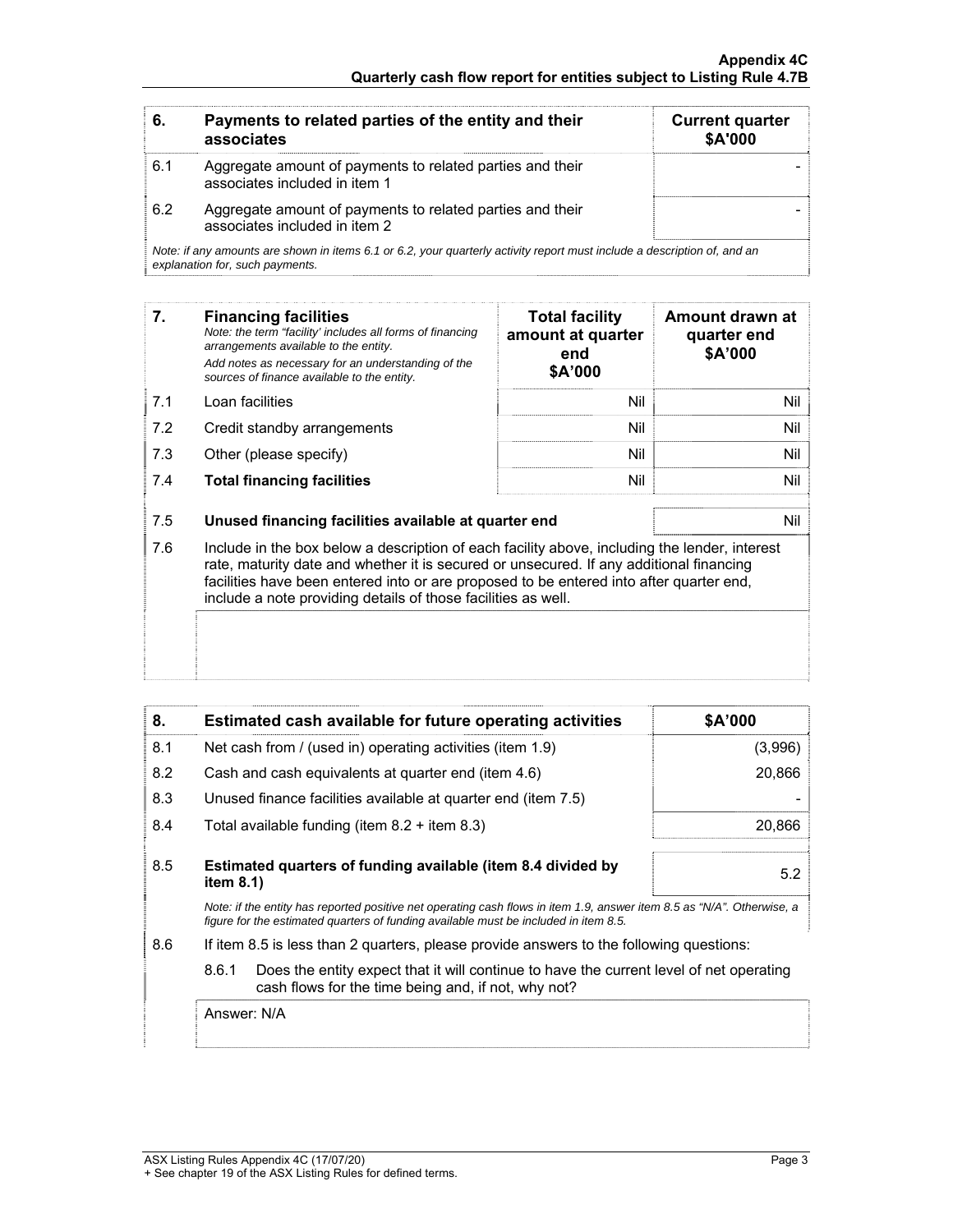| 6. | Payments to related parties of the entity and their associates | Current quarter $A'000 |
|---|---|---|
| 6.1 | Aggregate amount of payments to related parties and their associates included in item 1 | - |
| 6.2 | Aggregate amount of payments to related parties and their associates included in item 2 | - |

*Note: if any amounts are shown in items 6.1 or 6.2, your quarterly activity report must include a description of, and an explanation for, such payments.*

| 7. | **Financing facilities** *Note: the term "facility' includes all forms of financing arrangements available to the entity. Add notes as necessary for an understanding of the sources of finance available to the entity.* | Total facility amount at quarter end $A'000 | Amount drawn at quarter end $A'000 |
|---|---|---|---|
| 7.1 | Loan facilities | Nil | Nil |
| 7.2 | Credit standby arrangements | Nil | Nil |
| 7.3 | Other (please specify) | Nil | Nil |
| 7.4 | **Total financing facilities** | Nil | Nil |

| | | |
|---|---|---|
| 7.5 | **Unused financing facilities available at quarter end** | Nil |

7.6 Include in the box below a description of each facility above, including the lender, interest rate, maturity date and whether it is secured or unsecured. If any additional financing facilities have been entered into or are proposed to be entered into after quarter end, include a note providing details of those facilities as well.

| 8. | Estimated cash available for future operating activities | $A'000 |
|---|---|---|
| 8.1 | Net cash from / (used in) operating activities (item 1.9) | (3,996) |
| 8.2 | Cash and cash equivalents at quarter end (item 4.6) | 20,866 |
| 8.3 | Unused finance facilities available at quarter end (item 7.5) | - |
| 8.4 | Total available funding (item 8.2 + item 8.3) | 20,866 |
| 8.5 | **Estimated quarters of funding available (item 8.4 divided by item 8.1)** | 5.2 |

*Note: if the entity has reported positive net operating cash flows in item 1.9, answer item 8.5 as "N/A". Otherwise, a figure for the estimated quarters of funding available must be included in item 8.5.*

8.6 If item 8.5 is less than 2 quarters, please provide answers to the following questions:

8.6.1 Does the entity expect that it will continue to have the current level of net operating cash flows for the time being and, if not, why not?

Answer: N/A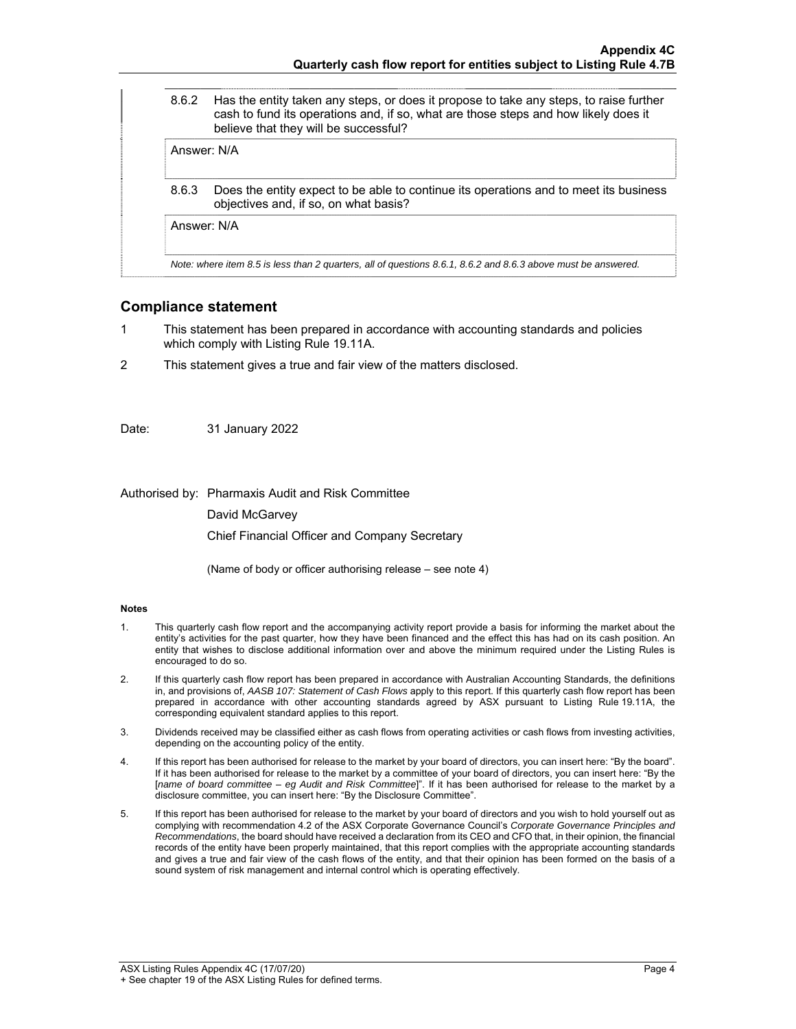| | |
|---|---|
| 8.6.2 | Has the entity taken any steps, or does it propose to take any steps, to raise further cash to fund its operations and, if so, what are those steps and how likely does it believe that they will be successful? |
| Answer: N/A | |
| 8.6.3 | Does the entity expect to be able to continue its operations and to meet its business objectives and, if so, on what basis? |
| Answer: N/A | |

*Note: where item 8.5 is less than 2 quarters, all of questions 8.6.1, 8.6.2 and 8.6.3 above must be answered.*

## Compliance statement

1. This statement has been prepared in accordance with accounting standards and policies which comply with Listing Rule 19.11A.
2. This statement gives a true and fair view of the matters disclosed.

Date: 31 January 2022

Authorised by: Pharmaxis Audit and Risk Committee

David McGarvey

Chief Financial Officer and Company Secretary

(Name of body or officer authorising release – see note 4)

#### Notes

1. This quarterly cash flow report and the accompanying activity report provide a basis for informing the market about the entity's activities for the past quarter, how they have been financed and the effect this has had on its cash position. An entity that wishes to disclose additional information over and above the minimum required under the Listing Rules is encouraged to do so.
2. If this quarterly cash flow report has been prepared in accordance with Australian Accounting Standards, the definitions in, and provisions of, *AASB 107: Statement of Cash Flows* apply to this report. If this quarterly cash flow report has been prepared in accordance with other accounting standards agreed by ASX pursuant to Listing Rule 19.11A, the corresponding equivalent standard applies to this report.
3. Dividends received may be classified either as cash flows from operating activities or cash flows from investing activities, depending on the accounting policy of the entity.
4. If this report has been authorised for release to the market by your board of directors, you can insert here: "By the board". If it has been authorised for release to the market by a committee of your board of directors, you can insert here: "By the [*name of board committee – eg Audit and Risk Committee*]". If it has been authorised for release to the market by a disclosure committee, you can insert here: "By the Disclosure Committee".
5. If this report has been authorised for release to the market by your board of directors and you wish to hold yourself out as complying with recommendation 4.2 of the ASX Corporate Governance Council's *Corporate Governance Principles and Recommendations*, the board should have received a declaration from its CEO and CFO that, in their opinion, the financial records of the entity have been properly maintained, that this report complies with the appropriate accounting standards and gives a true and fair view of the cash flows of the entity, and that their opinion has been formed on the basis of a sound system of risk management and internal control which is operating effectively.